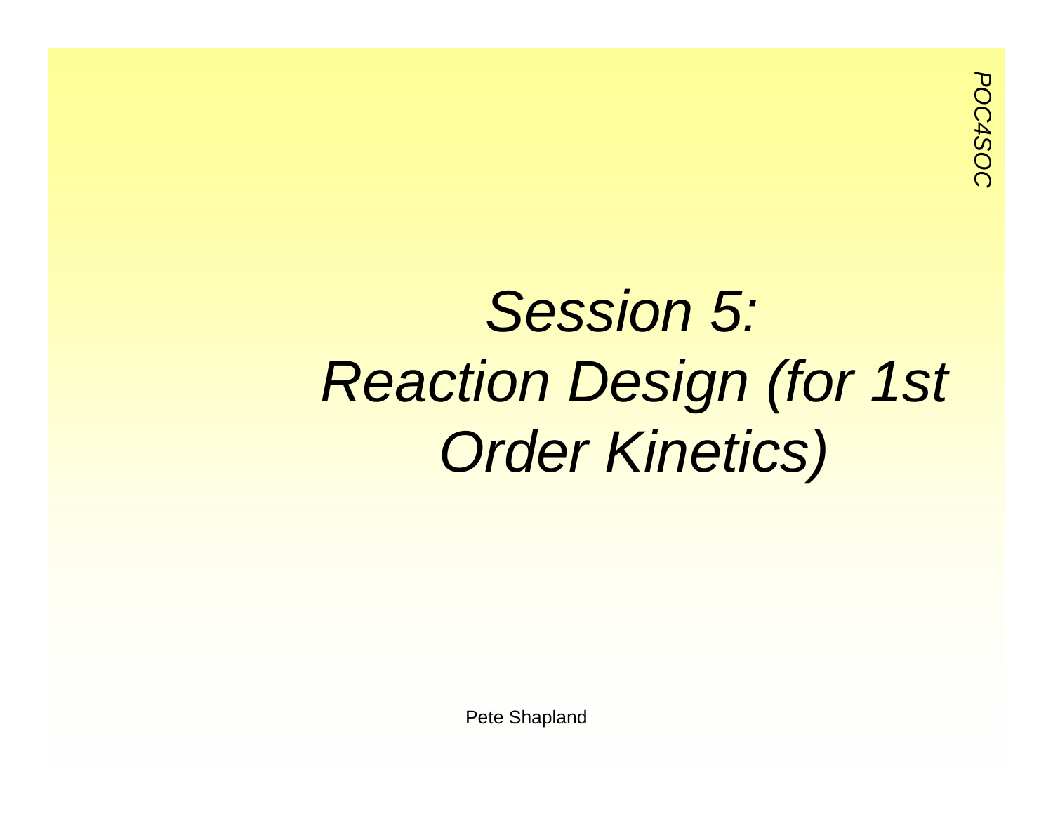# *Session 5: Reaction Design (for 1st Order Kinetics)*

Pete Shapland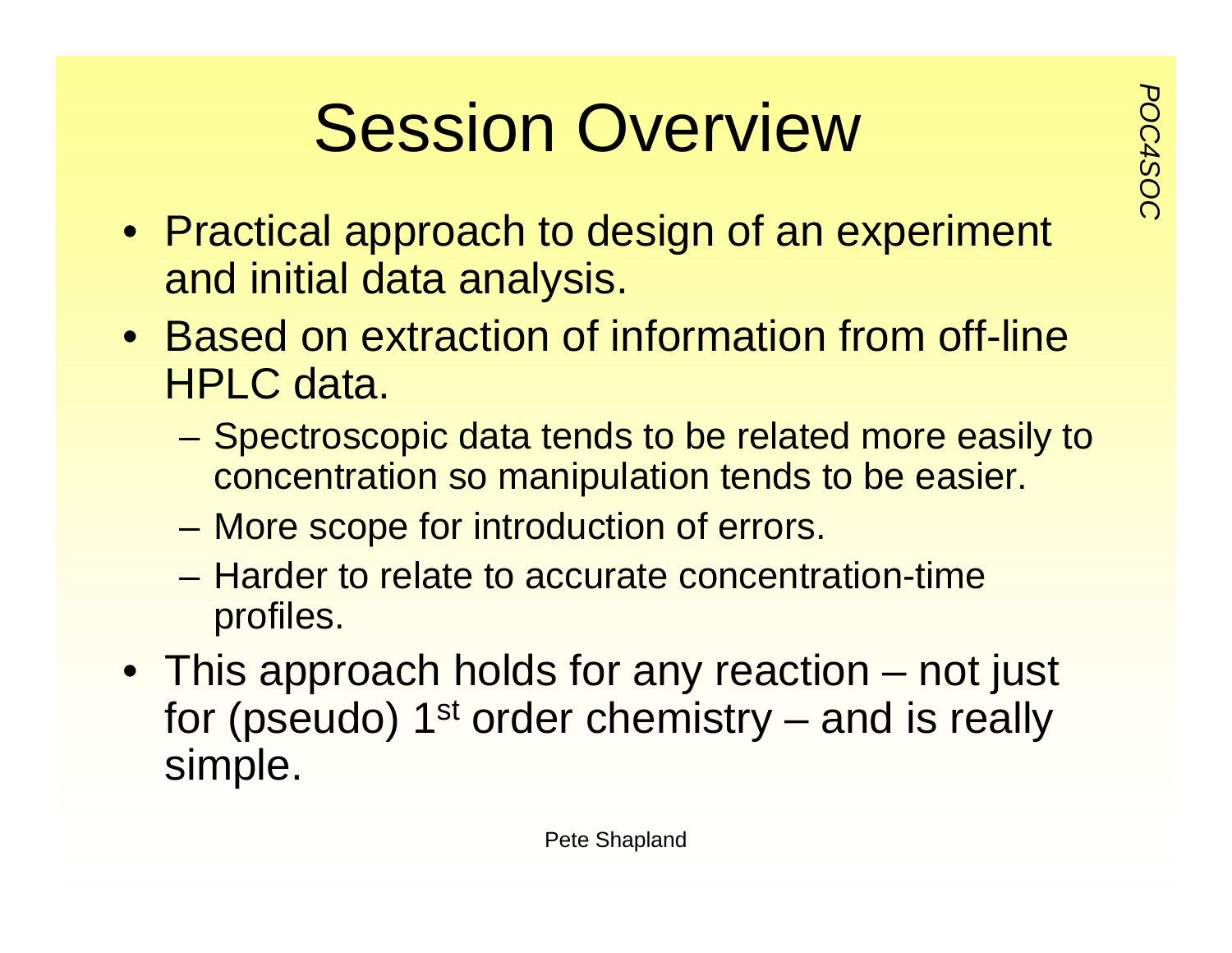# Session Overview

- Practical approach to design of an experiment and initial data analysis.
- Based on extraction of information from off-line HPLC data.
  - Spectroscopic data tends to be related more easily to concentration so manipulation tends to be easier.
  - More scope for introduction of errors.
  - Harder to relate to accurate concentration-time profiles.
- This approach holds for any reaction – not just for (pseudo) 1st order chemistry – and is really simple.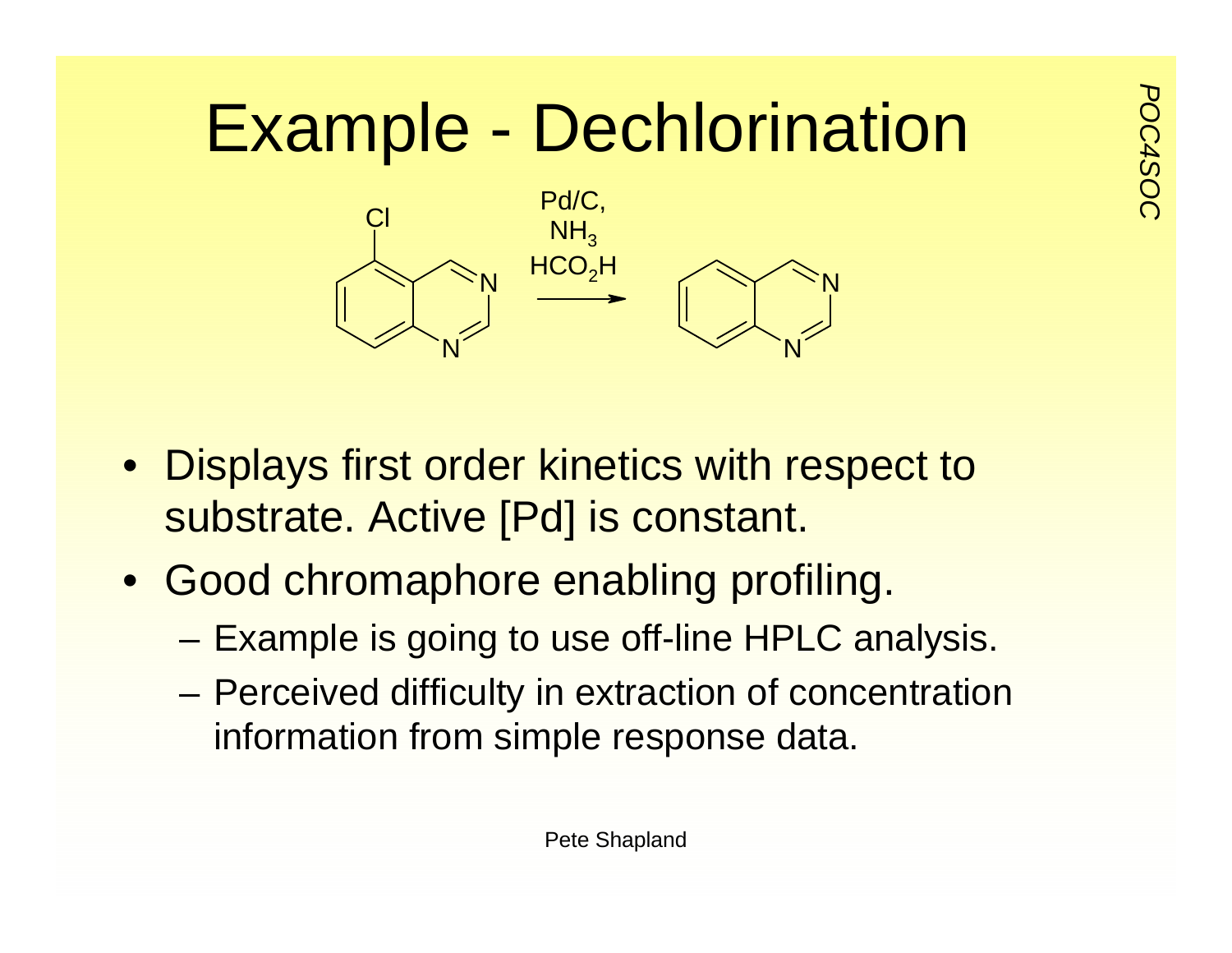# Example - Dechlorination

Pd/C, $NH_3$, $HCO_2H$

- Displays first order kinetics with respect to substrate. Active [Pd] is constant.
- Good chromaphore enabling profiling.
  - Example is going to use off-line HPLC analysis.
  - Perceived difficulty in extraction of concentration information from simple response data.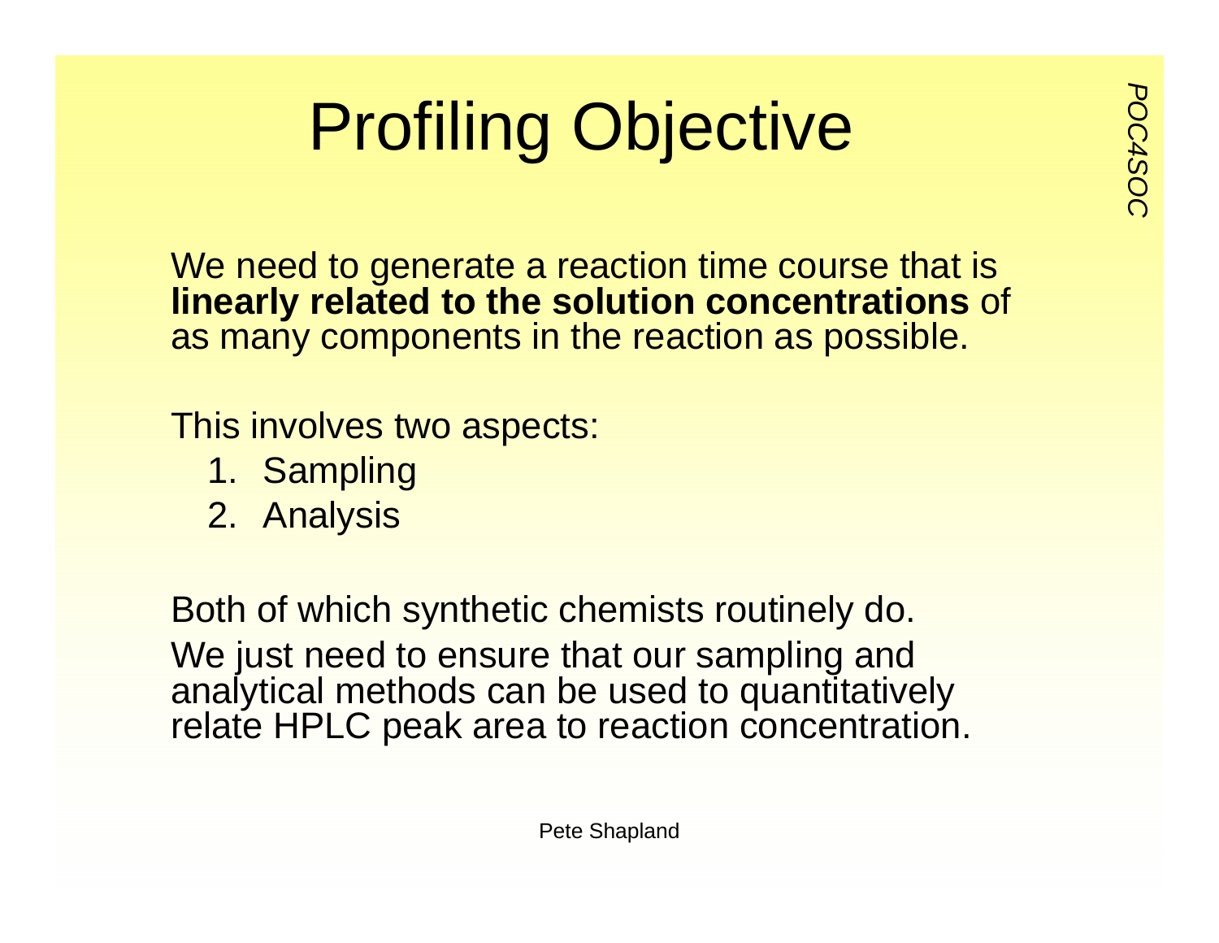# Profiling Objective

We need to generate a reaction time course that is **linearly related to the solution concentrations** of as many components in the reaction as possible.

This involves two aspects:

1. Sampling
2. Analysis

Both of which synthetic chemists routinely do.

We just need to ensure that our sampling and analytical methods can be used to quantitatively relate HPLC peak area to reaction concentration.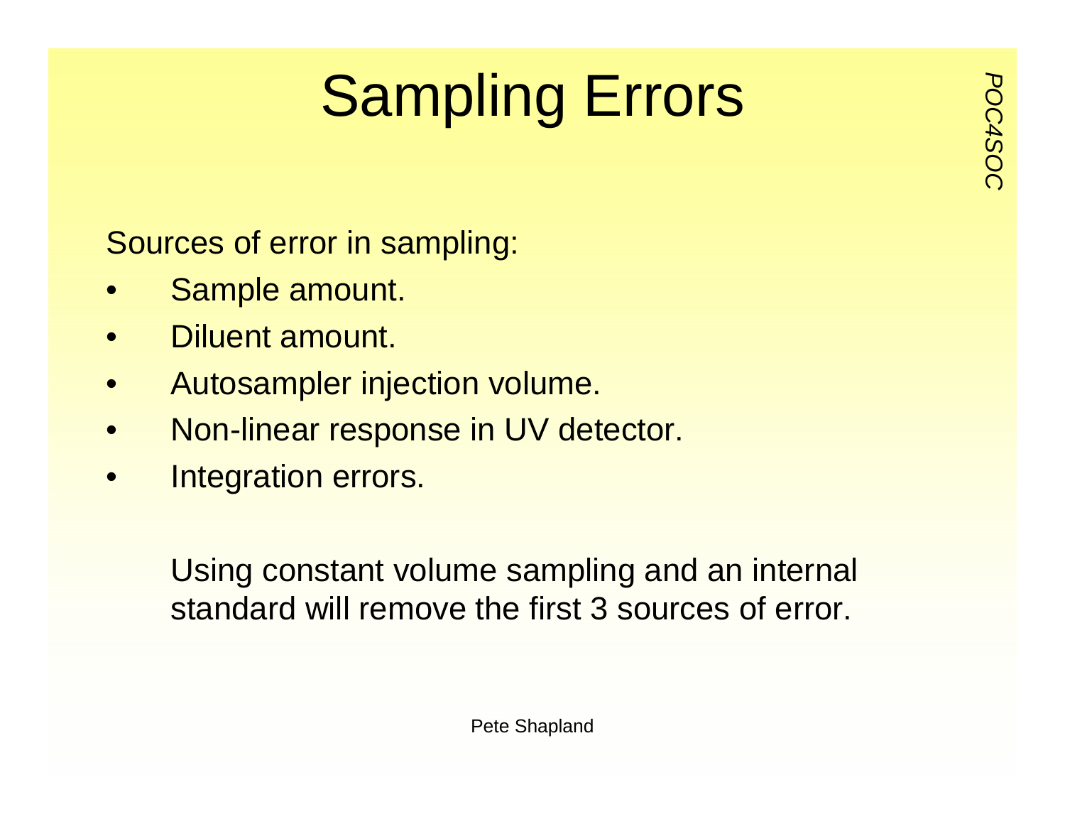# Sampling Errors

Sources of error in sampling:

- Sample amount.
- Diluent amount.
- Autosampler injection volume.
- Non-linear response in UV detector.
- Integration errors.

Using constant volume sampling and an internal standard will remove the first 3 sources of error.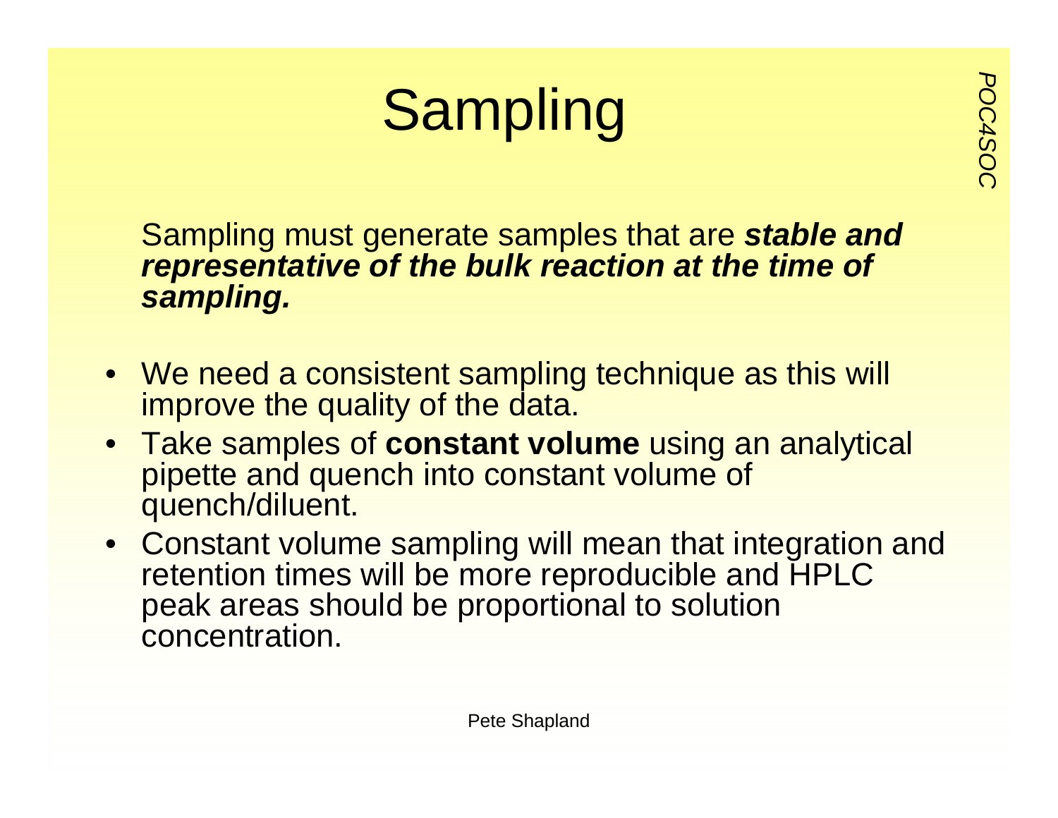# Sampling

Sampling must generate samples that are ***stable and representative of the bulk reaction at the time of sampling.***

- We need a consistent sampling technique as this will improve the quality of the data.
- Take samples of **constant volume** using an analytical pipette and quench into constant volume of quench/diluent.
- Constant volume sampling will mean that integration and retention times will be more reproducible and HPLC peak areas should be proportional to solution concentration.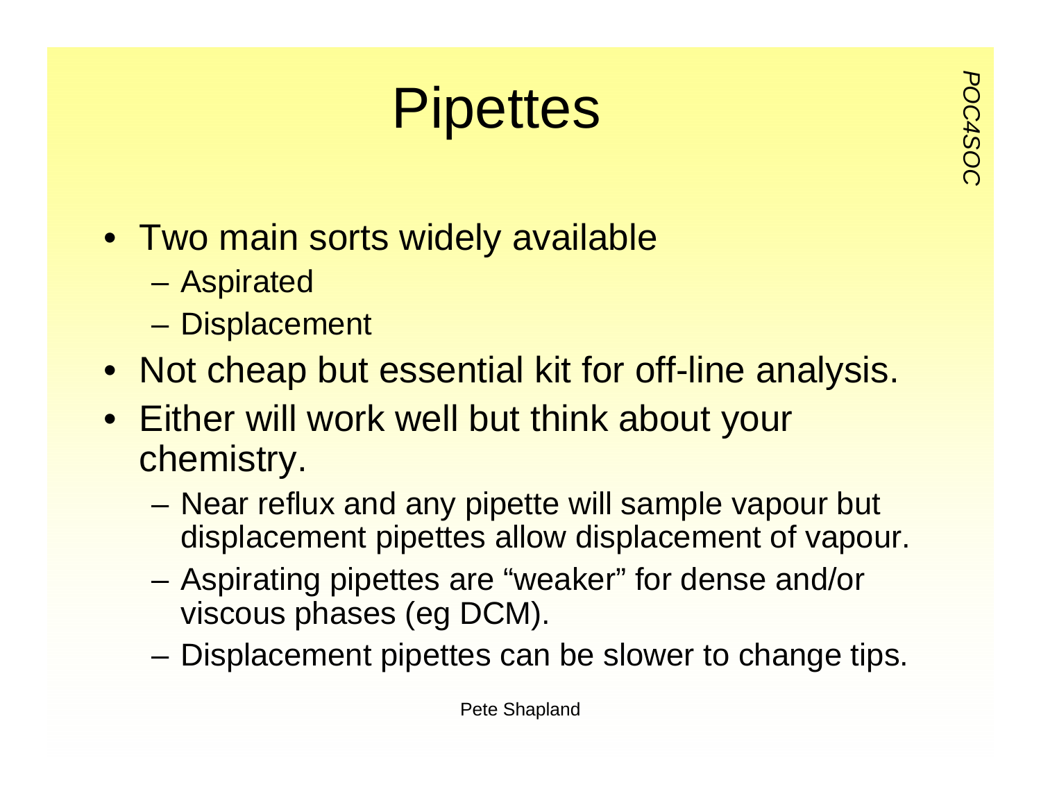# Pipettes

- Two main sorts widely available
  - Aspirated
  - Displacement
- Not cheap but essential kit for off-line analysis.
- Either will work well but think about your chemistry.
  - Near reflux and any pipette will sample vapour but displacement pipettes allow displacement of vapour.
  - Aspirating pipettes are “weaker” for dense and/or viscous phases (eg DCM).
  - Displacement pipettes can be slower to change tips.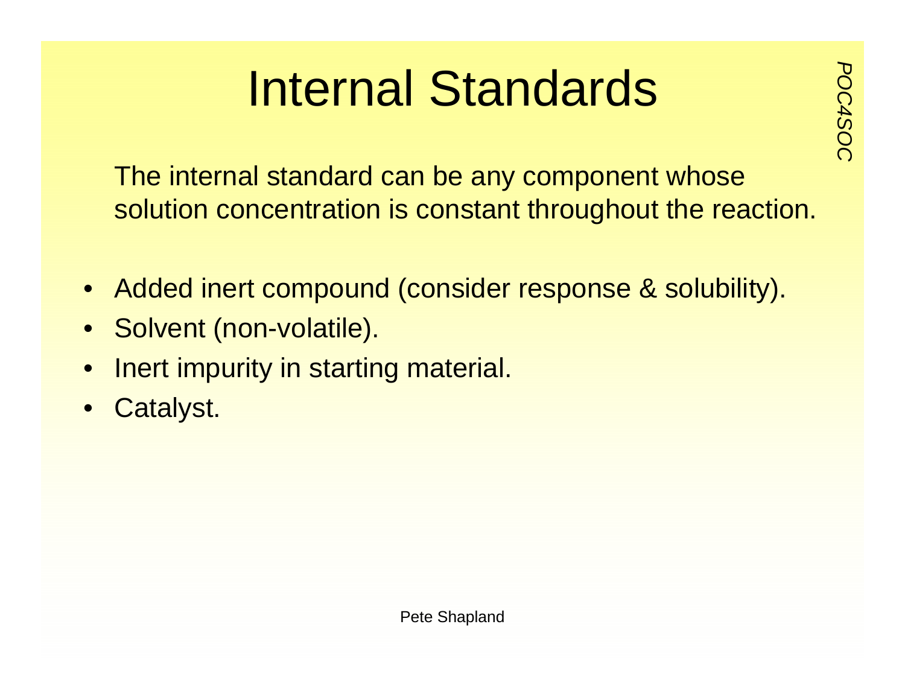# Internal Standards

The internal standard can be any component whose solution concentration is constant throughout the reaction.

- Added inert compound (consider response & solubility).
- Solvent (non-volatile).
- Inert impurity in starting material.
- Catalyst.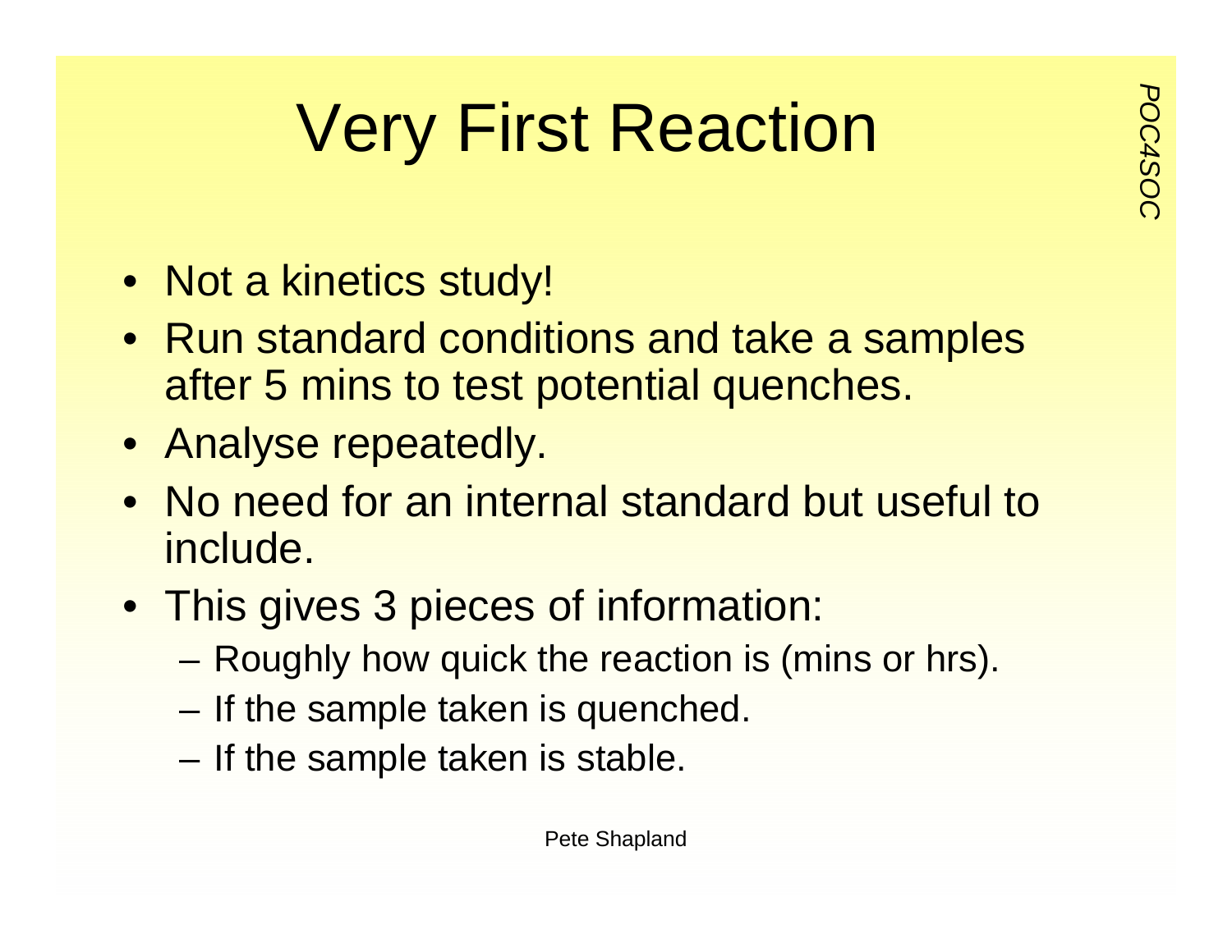# Very First Reaction

- Not a kinetics study!
- Run standard conditions and take a samples after 5 mins to test potential quenches.
- Analyse repeatedly.
- No need for an internal standard but useful to include.
- This gives 3 pieces of information:
  - Roughly how quick the reaction is (mins or hrs).
  - If the sample taken is quenched.
  - If the sample taken is stable.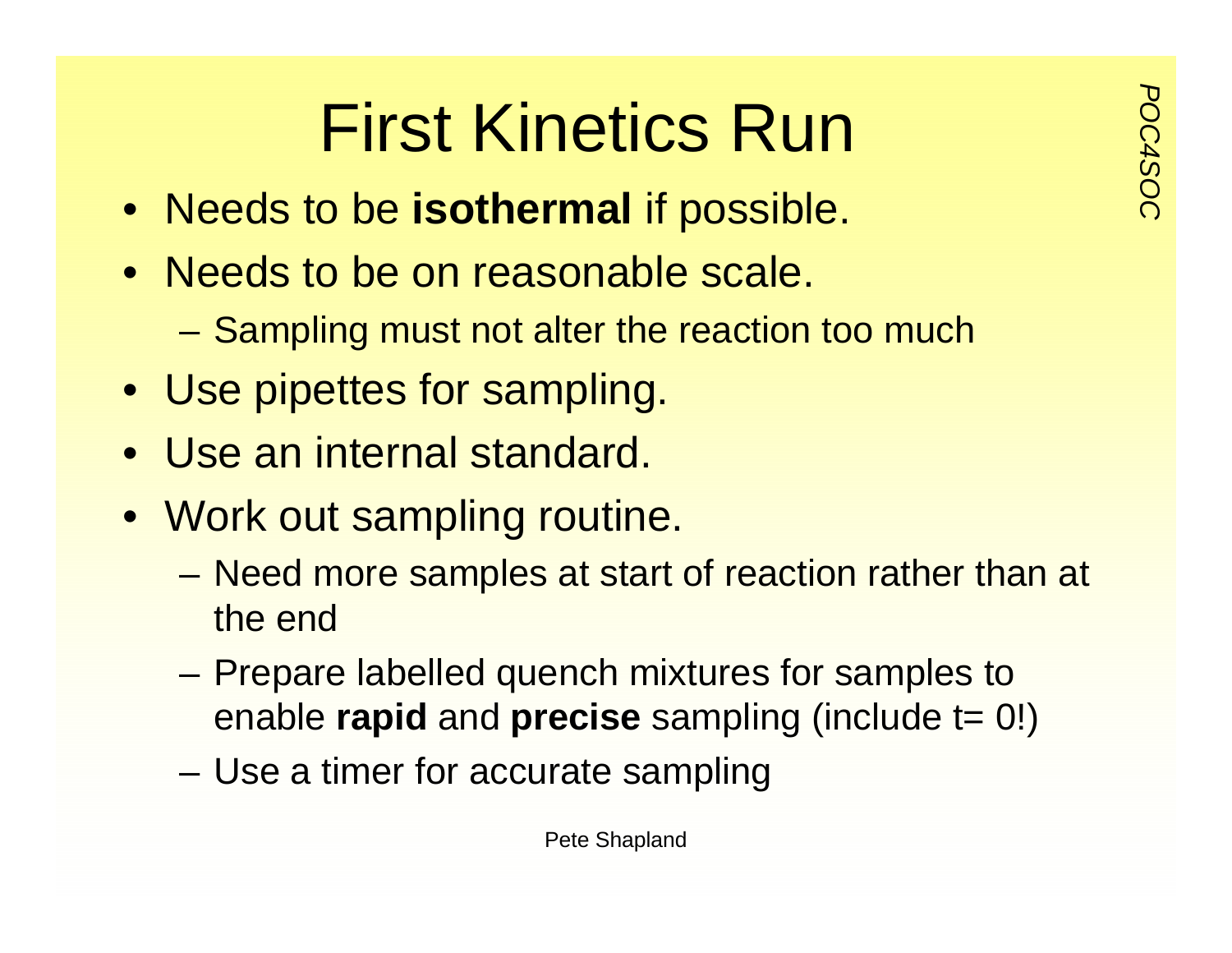# First Kinetics Run

- Needs to be **isothermal** if possible.
- Needs to be on reasonable scale.
  - Sampling must not alter the reaction too much
- Use pipettes for sampling.
- Use an internal standard.
- Work out sampling routine.
  - Need more samples at start of reaction rather than at the end
  - Prepare labelled quench mixtures for samples to enable **rapid** and **precise** sampling (include t= 0!)
  - Use a timer for accurate sampling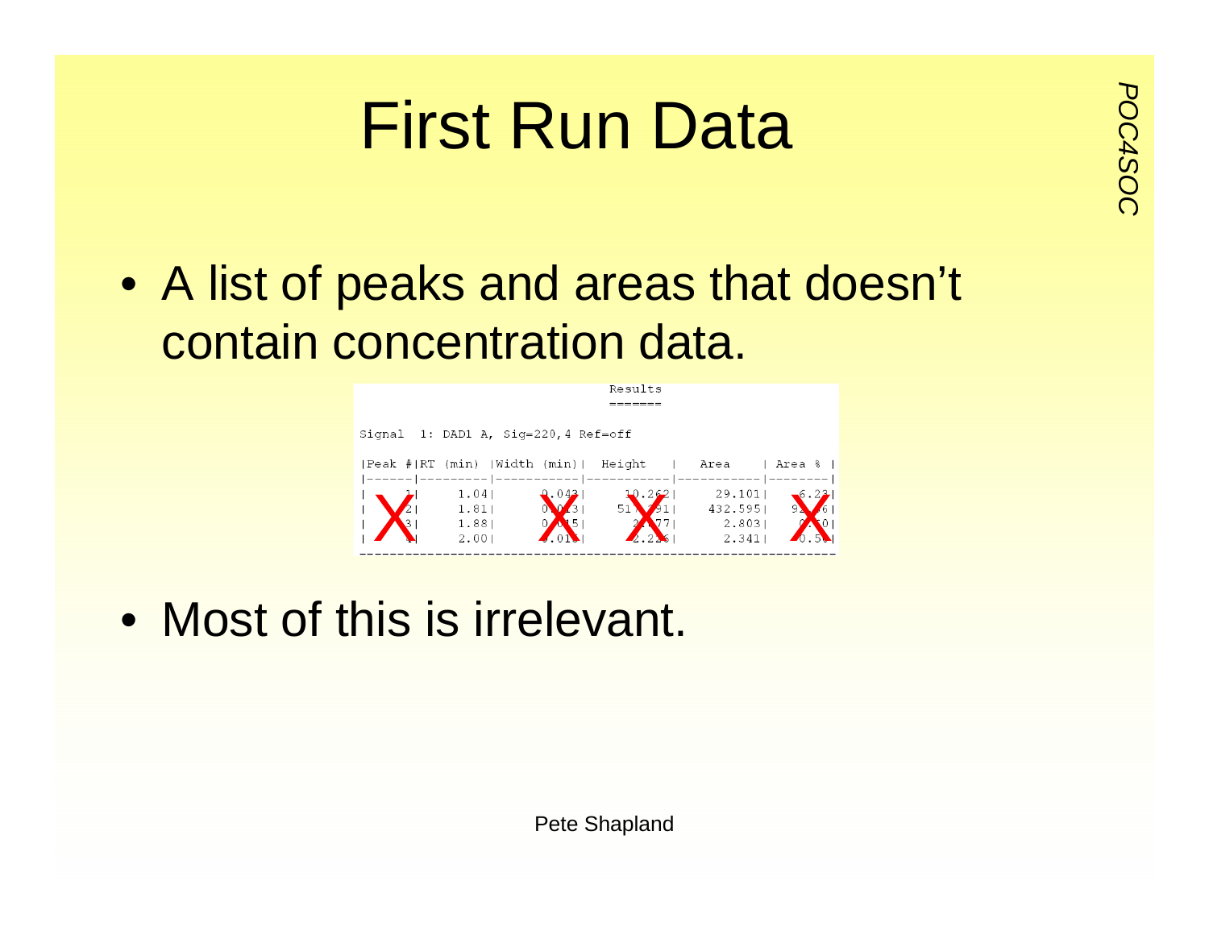# First Run Data

- A list of peaks and areas that doesn't contain concentration data.

Results
=======

Signal 1: DAD1 A, Sig=220,4 Ref=off

| Peak # | RT (min) | Width (min) | Height | Area | Area % |
|---|---|---|---|---|---|
| 1 | 1.04 | 0.043 | 10.262 | 29.101 | 6.23 |
| 2 | 1.81 | 0.013 | 517.991 | 432.595 | 92.66 |
| 3 | 1.88 | 0.015 | 2.777 | 2.803 | 0.60 |
| 4 | 2.00 | 0.016 | 2.226 | 2.341 | 0.50 |

- Most of this is irrelevant.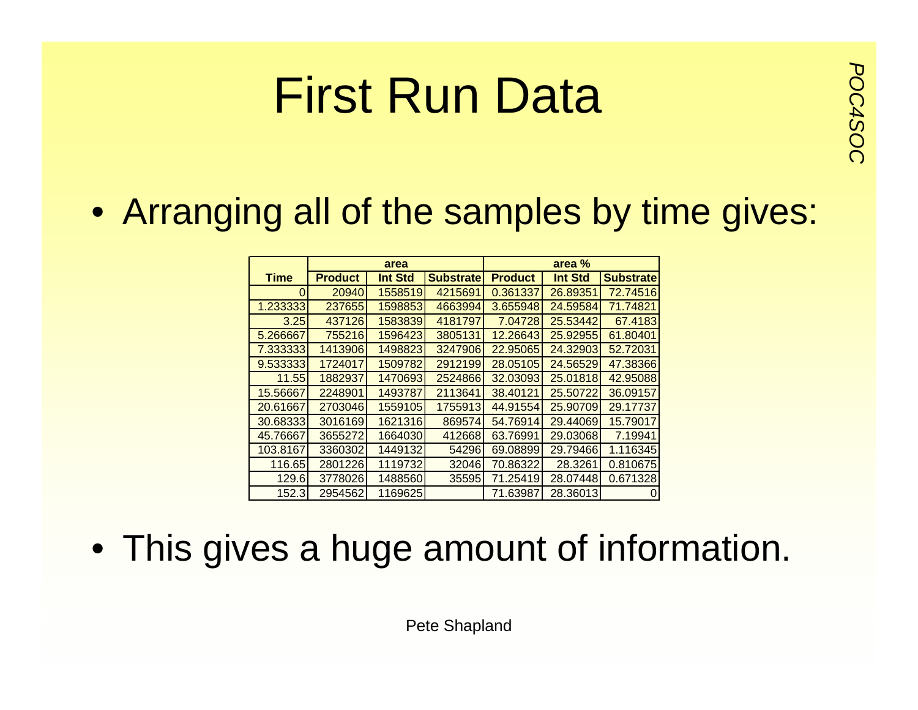# First Run Data

- Arranging all of the samples by time gives:

| Time | area | | | area % | | |
|---|---|---|---|---|---|---|
| | Product | Int Std | Substrate | Product | Int Std | Substrate |
| 0 | 20940 | 1558519 | 4215691 | 0.361337 | 26.89351 | 72.74516 |
| 1.233333 | 237655 | 1598853 | 4663994 | 3.655948 | 24.59584 | 71.74821 |
| 3.25 | 437126 | 1583839 | 4181797 | 7.04728 | 25.53442 | 67.4183 |
| 5.266667 | 755216 | 1596423 | 3805131 | 12.26643 | 25.92955 | 61.80401 |
| 7.333333 | 1413906 | 1498823 | 3247906 | 22.95065 | 24.32903 | 52.72031 |
| 9.533333 | 1724017 | 1509782 | 2912199 | 28.05105 | 24.56529 | 47.38366 |
| 11.55 | 1882937 | 1470693 | 2524866 | 32.03093 | 25.01818 | 42.95088 |
| 15.56667 | 2248901 | 1493787 | 2113641 | 38.40121 | 25.50722 | 36.09157 |
| 20.61667 | 2703046 | 1559105 | 1755913 | 44.91554 | 25.90709 | 29.17737 |
| 30.68333 | 3016169 | 1621316 | 869574 | 54.76914 | 29.44069 | 15.79017 |
| 45.76667 | 3655272 | 1664030 | 412668 | 63.76991 | 29.03068 | 7.19941 |
| 103.8167 | 3360302 | 1449132 | 54296 | 69.08899 | 29.79466 | 1.116345 |
| 116.65 | 2801226 | 1119732 | 32046 | 70.86322 | 28.3261 | 0.810675 |
| 129.6 | 3778026 | 1488560 | 35595 | 71.25419 | 28.07448 | 0.671328 |
| 152.3 | 2954562 | 1169625 | | 71.63987 | 28.36013 | 0 |

- This gives a huge amount of information.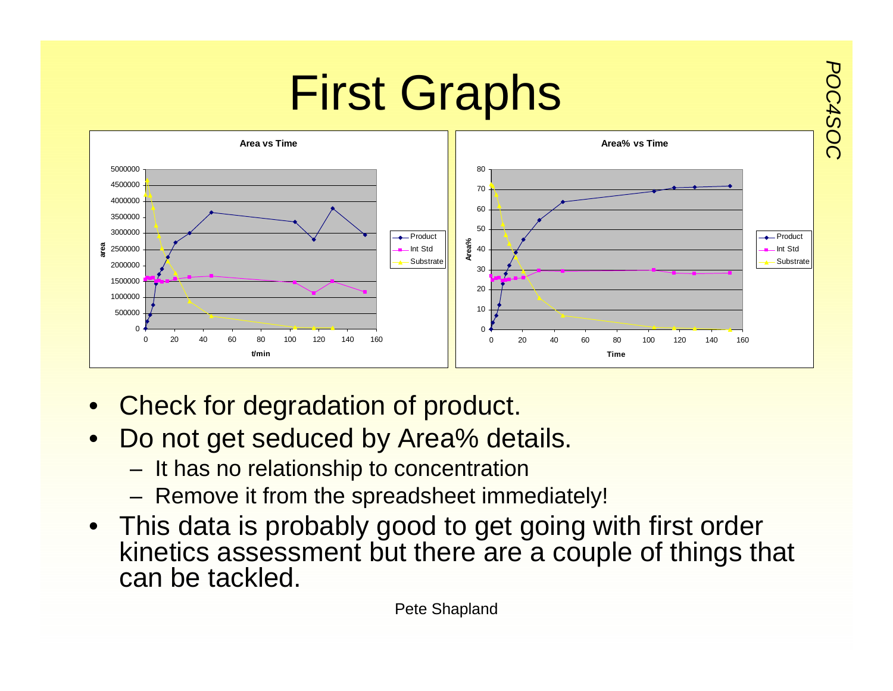# First Graphs

- Check for degradation of product.
- Do not get seduced by Area% details.
  - It has no relationship to concentration
  - Remove it from the spreadsheet immediately!
- This data is probably good to get going with first order kinetics assessment but there are a couple of things that can be tackled.

Pete Shapland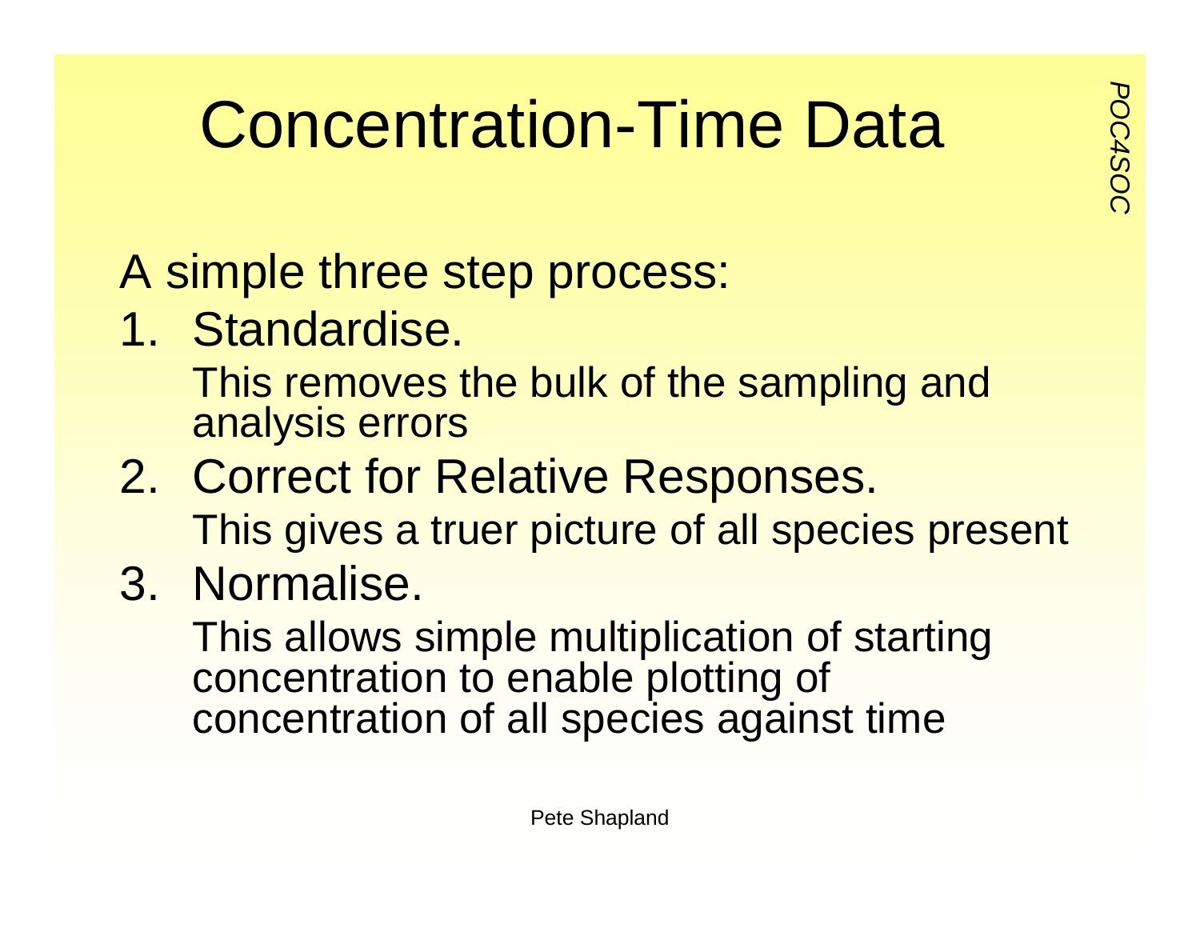# Concentration-Time Data

A simple three step process:

1. Standardise.

   This removes the bulk of the sampling and analysis errors

2. Correct for Relative Responses.

   This gives a truer picture of all species present

3. Normalise.

   This allows simple multiplication of starting concentration to enable plotting of concentration of all species against time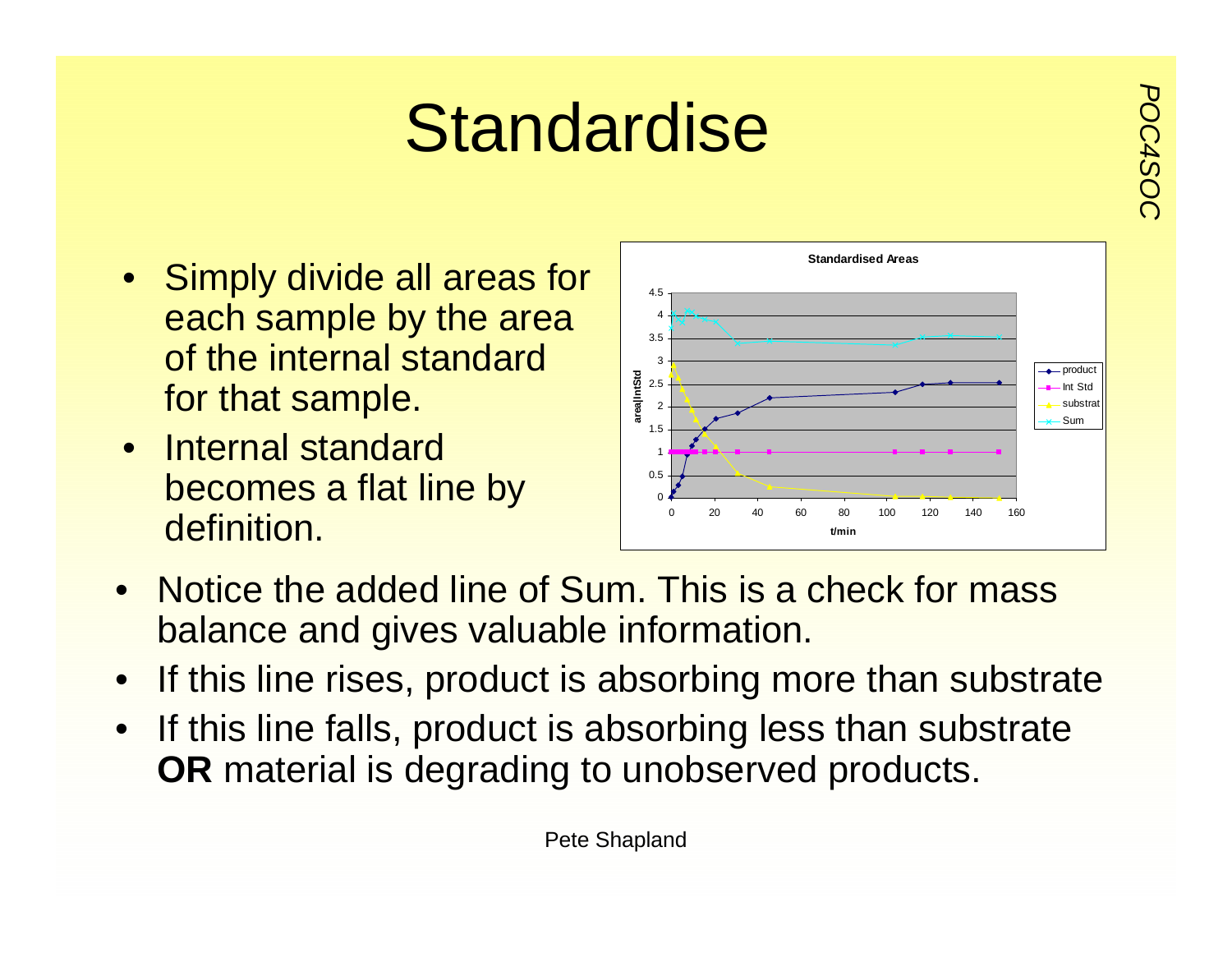# Standardise

- Simply divide all areas for each sample by the area of the internal standard for that sample.
- Internal standard becomes a flat line by definition.

- Notice the added line of Sum. This is a check for mass balance and gives valuable information.
- If this line rises, product is absorbing more than substrate
- If this line falls, product is absorbing less than substrate **OR** material is degrading to unobserved products.

Pete Shapland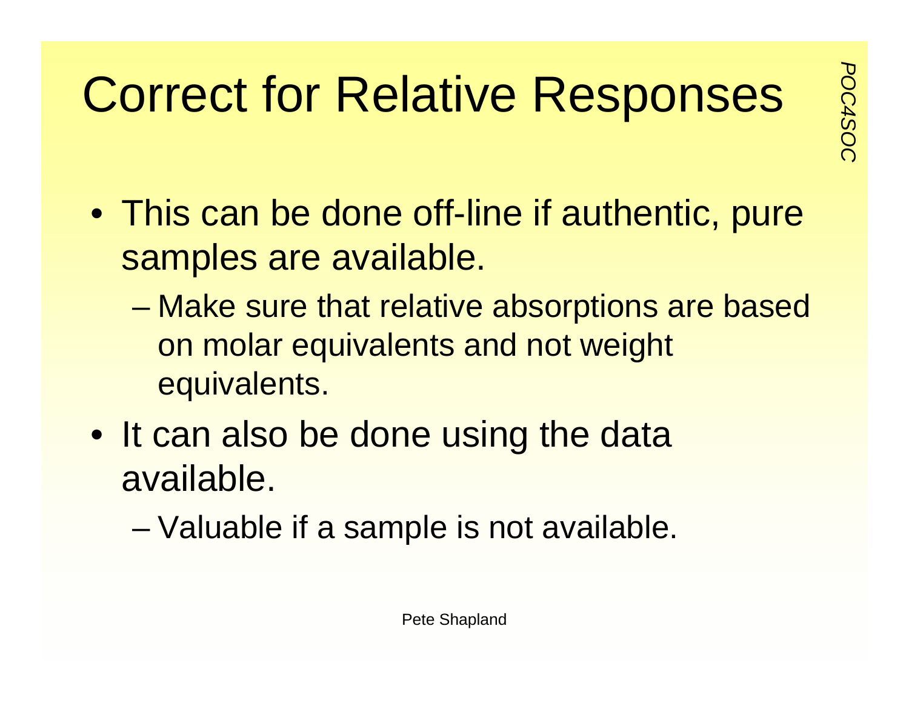# Correct for Relative Responses

- This can be done off-line if authentic, pure samples are available.
  - Make sure that relative absorptions are based on molar equivalents and not weight equivalents.
- It can also be done using the data available.
  - Valuable if a sample is not available.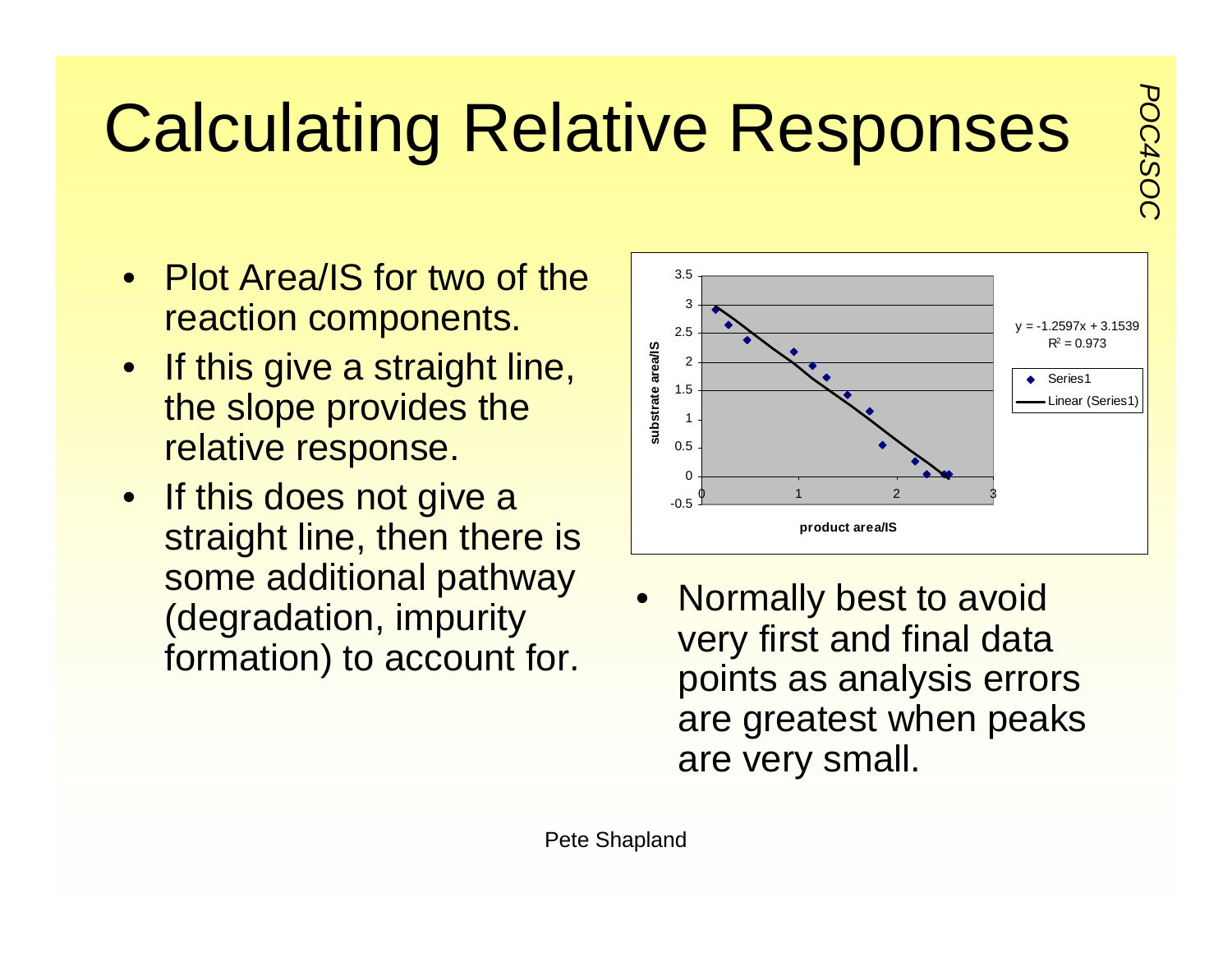# Calculating Relative Responses

- Plot Area/IS for two of the reaction components.
- If this give a straight line, the slope provides the relative response.
- If this does not give a straight line, then there is some additional pathway (degradation, impurity formation) to account for.

- Normally best to avoid very first and final data points as analysis errors are greatest when peaks are very small.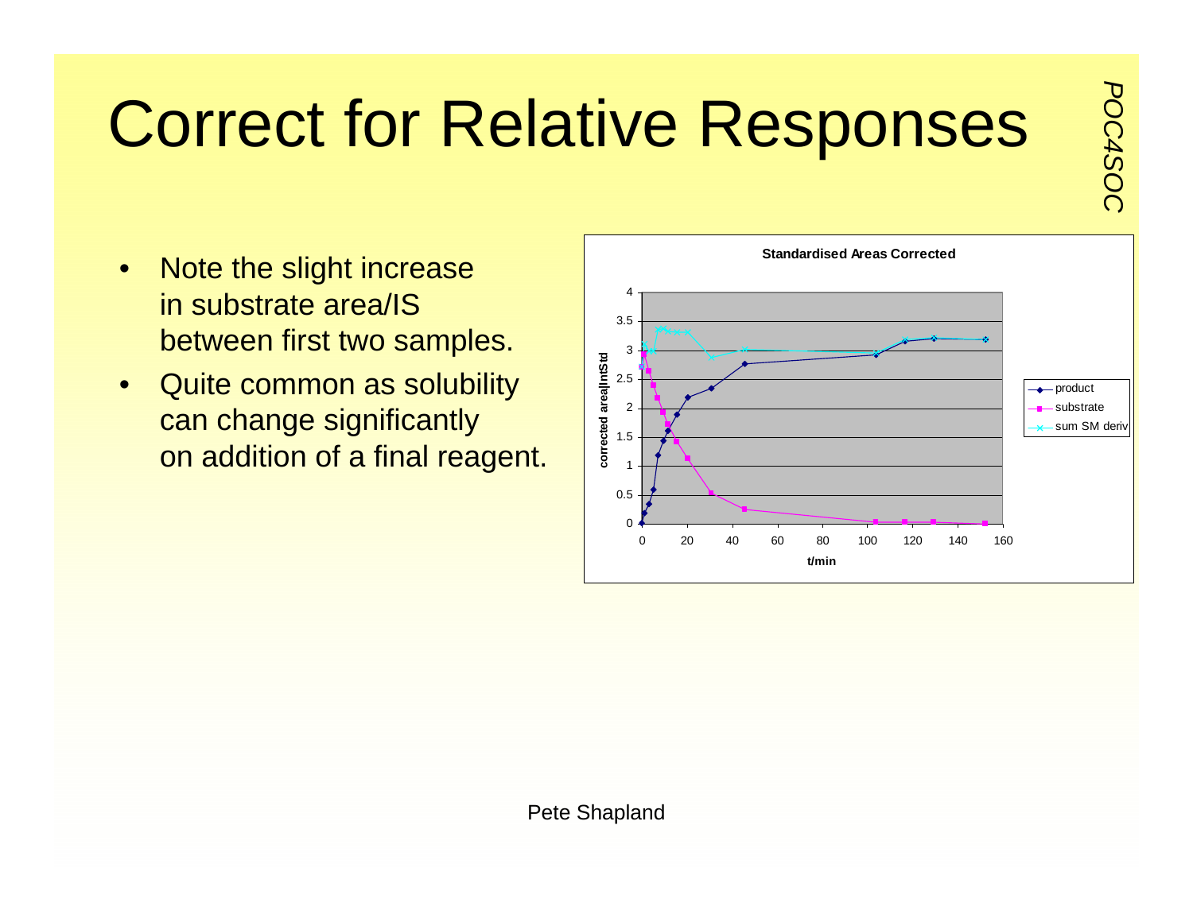# Correct for Relative Responses

- Note the slight increase in substrate area/IS between first two samples.
- Quite common as solubility can change significantly on addition of a final reagent.

**Standardised Areas Corrected**

(Chart: y-axis "corrected area/IntStd" from 0 to 4; x-axis "t/min" from 0 to 160; series: product, substrate, sum SM deriv)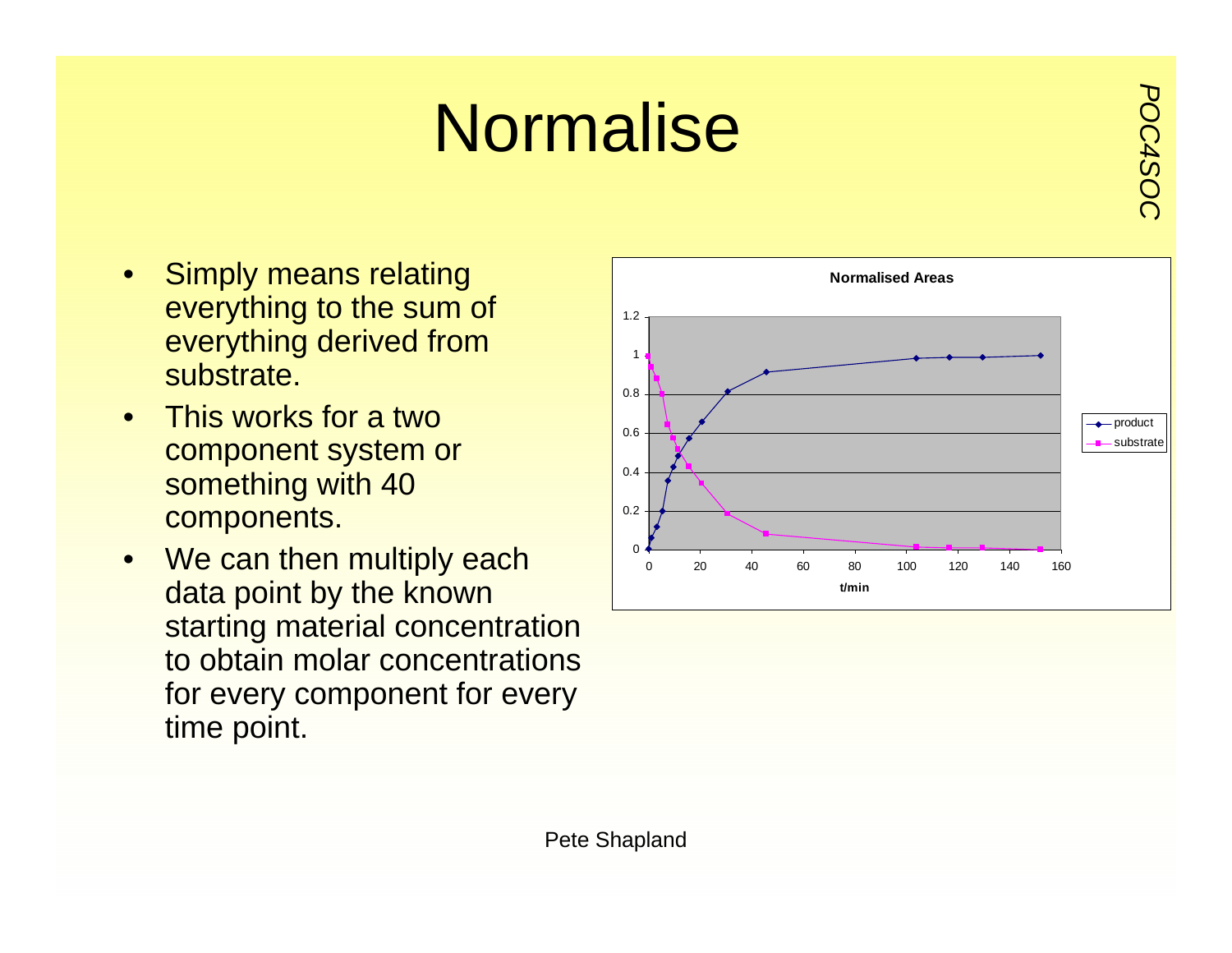# Normalise

- Simply means relating everything to the sum of everything derived from substrate.
- This works for a two component system or something with 40 components.
- We can then multiply each data point by the known starting material concentration to obtain molar concentrations for every component for every time point.

Pete Shapland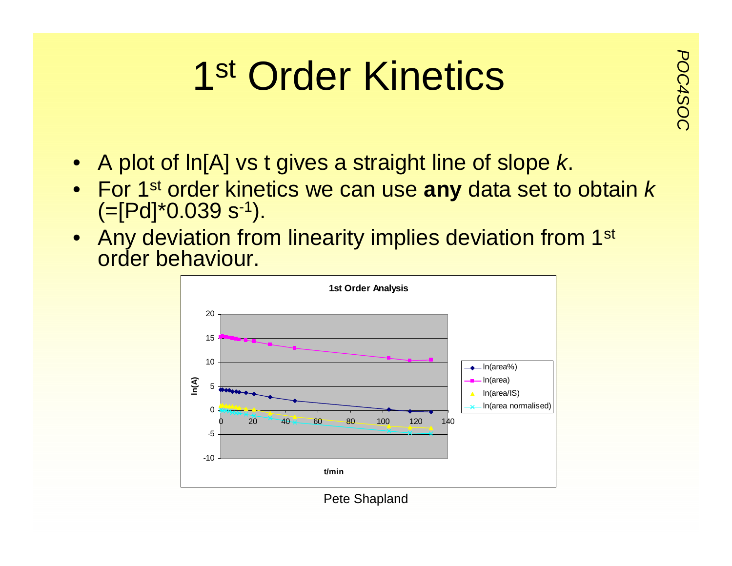# $1^{st}$ Order Kinetics

- A plot of ln[A] vs t gives a straight line of slope *k*.
- For $1^{st}$ order kinetics we can use **any** data set to obtain *k* (=[Pd]*0.039 $s^{-1}$).
- Any deviation from linearity implies deviation from $1^{st}$ order behaviour.

**1st Order Analysis**

y-axis: ln(A); x-axis: t/min

Legend: ln(area%), ln(area), ln(area/IS), ln(area normalised)

Pete Shapland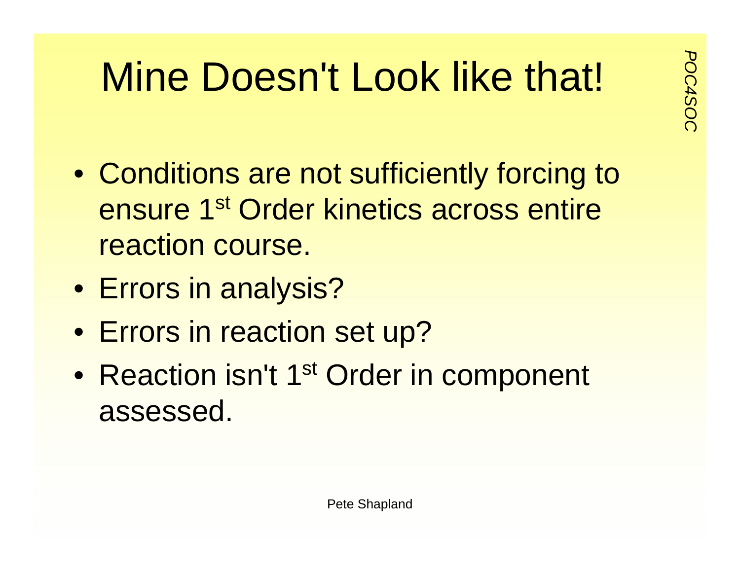# Mine Doesn't Look like that!

- Conditions are not sufficiently forcing to ensure 1st Order kinetics across entire reaction course.
- Errors in analysis?
- Errors in reaction set up?
- Reaction isn't 1st Order in component assessed.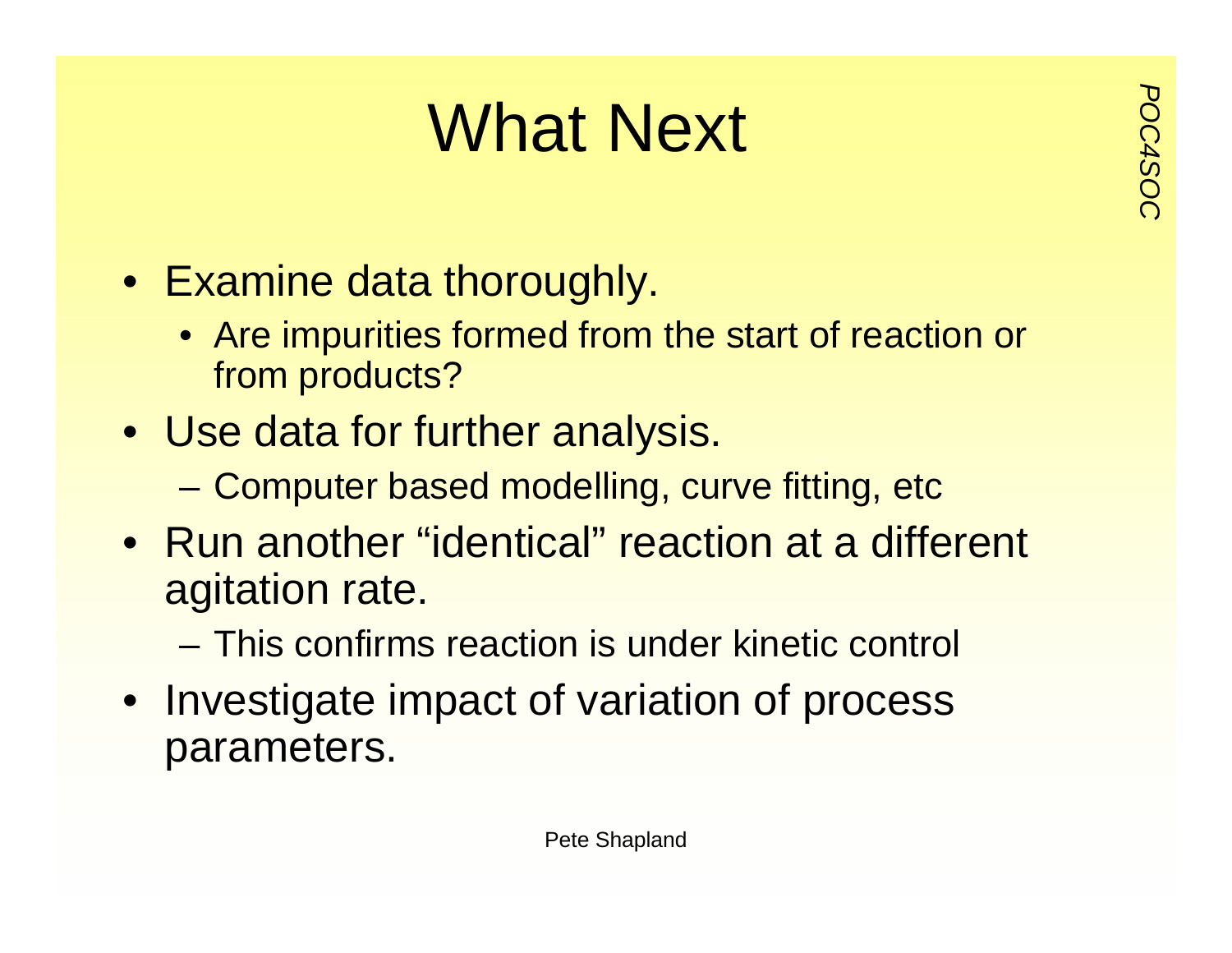# What Next

- Examine data thoroughly.
  - Are impurities formed from the start of reaction or from products?
- Use data for further analysis.
  - Computer based modelling, curve fitting, etc
- Run another "identical" reaction at a different agitation rate.
  - This confirms reaction is under kinetic control
- Investigate impact of variation of process parameters.